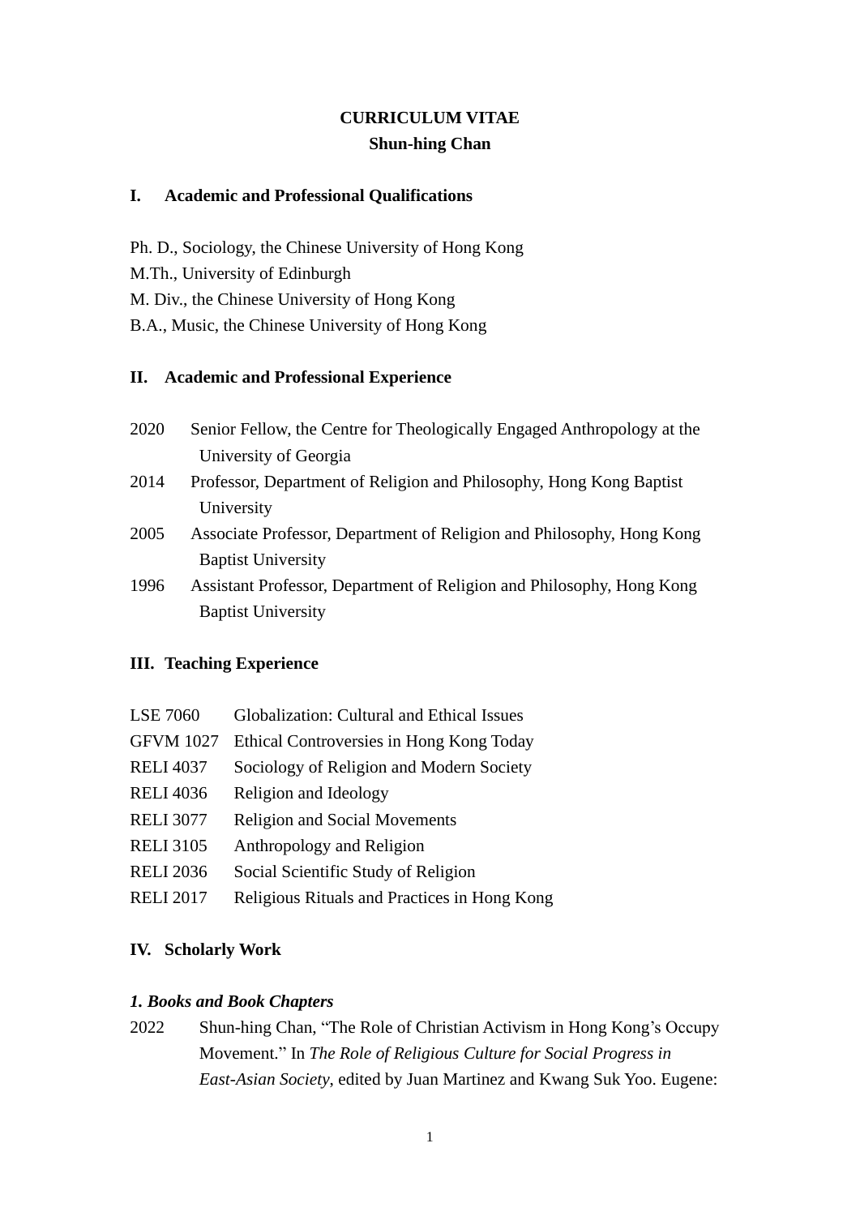# CURRICULUM VITAE
## Shun-hing Chan

## I. Academic and Professional Qualifications

Ph. D., Sociology, the Chinese University of Hong Kong
M.Th., University of Edinburgh
M. Div., the Chinese University of Hong Kong
B.A., Music, the Chinese University of Hong Kong

## II. Academic and Professional Experience

2020 Senior Fellow, the Centre for Theologically Engaged Anthropology at the University of Georgia

2014 Professor, Department of Religion and Philosophy, Hong Kong Baptist University

2005 Associate Professor, Department of Religion and Philosophy, Hong Kong Baptist University

1996 Assistant Professor, Department of Religion and Philosophy, Hong Kong Baptist University

## III. Teaching Experience

| | |
|---|---|
| LSE 7060 | Globalization: Cultural and Ethical Issues |
| GFVM 1027 | Ethical Controversies in Hong Kong Today |
| RELI 4037 | Sociology of Religion and Modern Society |
| RELI 4036 | Religion and Ideology |
| RELI 3077 | Religion and Social Movements |
| RELI 3105 | Anthropology and Religion |
| RELI 2036 | Social Scientific Study of Religion |
| RELI 2017 | Religious Rituals and Practices in Hong Kong |

## IV. Scholarly Work

### *1. Books and Book Chapters*

2022 Shun-hing Chan, "The Role of Christian Activism in Hong Kong's Occupy Movement." In *The Role of Religious Culture for Social Progress in East-Asian Society*, edited by Juan Martinez and Kwang Suk Yoo. Eugene: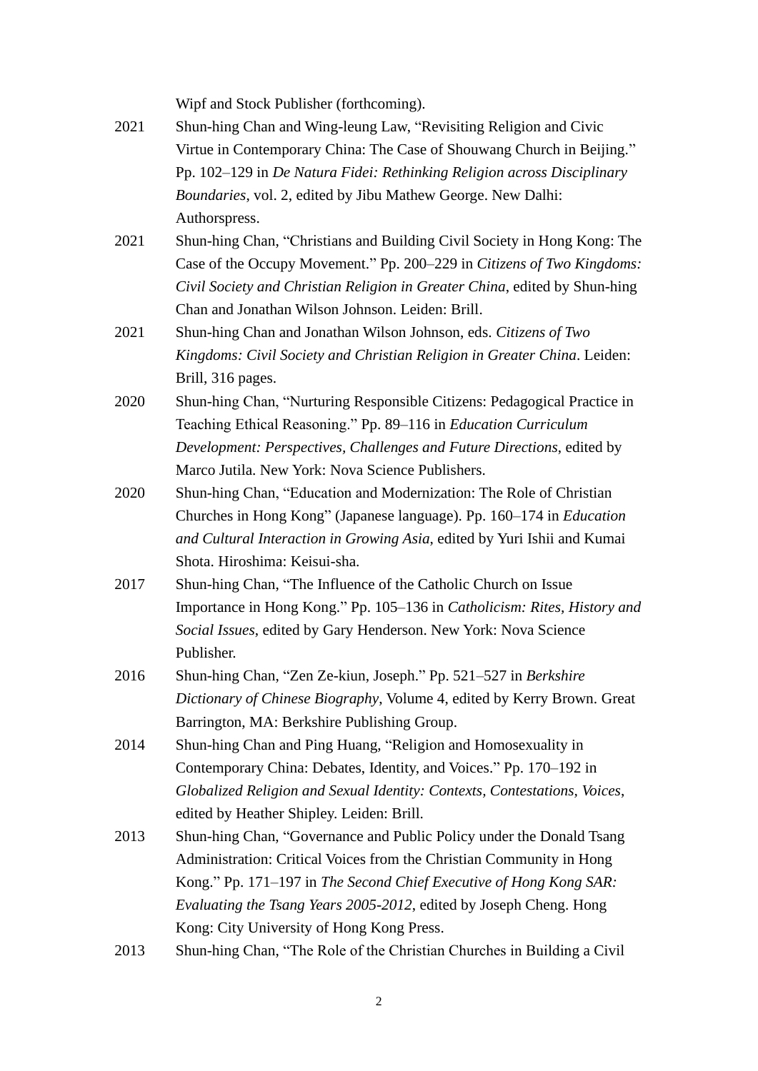Wipf and Stock Publisher (forthcoming).

2021 Shun-hing Chan and Wing-leung Law, "Revisiting Religion and Civic Virtue in Contemporary China: The Case of Shouwang Church in Beijing." Pp. 102–129 in *De Natura Fidei: Rethinking Religion across Disciplinary Boundaries*, vol. 2, edited by Jibu Mathew George. New Dalhi: Authorspress.

2021 Shun-hing Chan, "Christians and Building Civil Society in Hong Kong: The Case of the Occupy Movement." Pp. 200–229 in *Citizens of Two Kingdoms: Civil Society and Christian Religion in Greater China*, edited by Shun-hing Chan and Jonathan Wilson Johnson. Leiden: Brill.

2021 Shun-hing Chan and Jonathan Wilson Johnson, eds. *Citizens of Two Kingdoms: Civil Society and Christian Religion in Greater China*. Leiden: Brill, 316 pages.

2020 Shun-hing Chan, "Nurturing Responsible Citizens: Pedagogical Practice in Teaching Ethical Reasoning." Pp. 89–116 in *Education Curriculum Development: Perspectives, Challenges and Future Directions*, edited by Marco Jutila. New York: Nova Science Publishers.

2020 Shun-hing Chan, "Education and Modernization: The Role of Christian Churches in Hong Kong" (Japanese language). Pp. 160–174 in *Education and Cultural Interaction in Growing Asia*, edited by Yuri Ishii and Kumai Shota. Hiroshima: Keisui-sha.

2017 Shun-hing Chan, "The Influence of the Catholic Church on Issue Importance in Hong Kong." Pp. 105–136 in *Catholicism: Rites, History and Social Issues*, edited by Gary Henderson. New York: Nova Science Publisher.

2016 Shun-hing Chan, "Zen Ze-kiun, Joseph." Pp. 521–527 in *Berkshire Dictionary of Chinese Biography*, Volume 4, edited by Kerry Brown. Great Barrington, MA: Berkshire Publishing Group.

2014 Shun-hing Chan and Ping Huang, "Religion and Homosexuality in Contemporary China: Debates, Identity, and Voices." Pp. 170–192 in *Globalized Religion and Sexual Identity: Contexts, Contestations, Voices*, edited by Heather Shipley. Leiden: Brill.

2013 Shun-hing Chan, "Governance and Public Policy under the Donald Tsang Administration: Critical Voices from the Christian Community in Hong Kong." Pp. 171–197 in *The Second Chief Executive of Hong Kong SAR: Evaluating the Tsang Years 2005-2012*, edited by Joseph Cheng. Hong Kong: City University of Hong Kong Press.

2013 Shun-hing Chan, "The Role of the Christian Churches in Building a Civil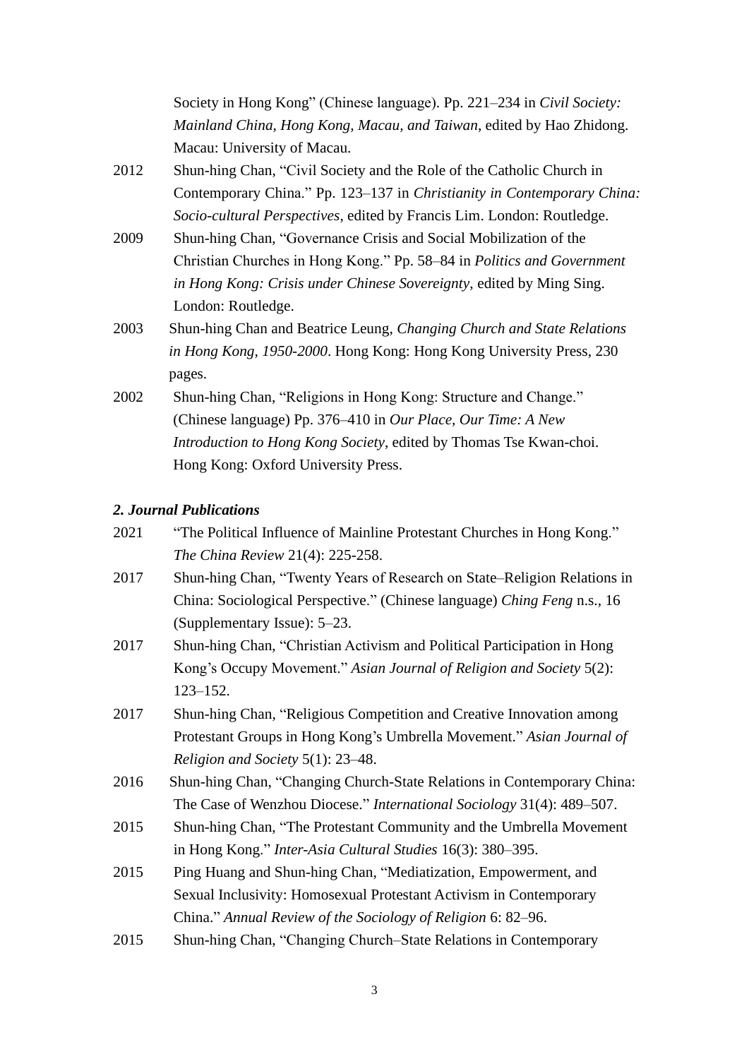Society in Hong Kong" (Chinese language). Pp. 221–234 in *Civil Society: Mainland China, Hong Kong, Macau, and Taiwan*, edited by Hao Zhidong. Macau: University of Macau.

2012 Shun-hing Chan, "Civil Society and the Role of the Catholic Church in Contemporary China." Pp. 123–137 in *Christianity in Contemporary China: Socio-cultural Perspectives*, edited by Francis Lim. London: Routledge.

2009 Shun-hing Chan, "Governance Crisis and Social Mobilization of the Christian Churches in Hong Kong." Pp. 58–84 in *Politics and Government in Hong Kong: Crisis under Chinese Sovereignty*, edited by Ming Sing. London: Routledge.

2003 Shun-hing Chan and Beatrice Leung, *Changing Church and State Relations in Hong Kong, 1950-2000*. Hong Kong: Hong Kong University Press, 230 pages.

2002 Shun-hing Chan, "Religions in Hong Kong: Structure and Change." (Chinese language) Pp. 376–410 in *Our Place, Our Time: A New Introduction to Hong Kong Society*, edited by Thomas Tse Kwan-choi. Hong Kong: Oxford University Press.

***2. Journal Publications***

2021 "The Political Influence of Mainline Protestant Churches in Hong Kong." *The China Review* 21(4): 225-258.

2017 Shun-hing Chan, "Twenty Years of Research on State–Religion Relations in China: Sociological Perspective." (Chinese language) *Ching Feng* n.s., 16 (Supplementary Issue): 5–23.

2017 Shun-hing Chan, "Christian Activism and Political Participation in Hong Kong's Occupy Movement." *Asian Journal of Religion and Society* 5(2): 123–152.

2017 Shun-hing Chan, "Religious Competition and Creative Innovation among Protestant Groups in Hong Kong's Umbrella Movement." *Asian Journal of Religion and Society* 5(1): 23–48.

2016 Shun-hing Chan, "Changing Church-State Relations in Contemporary China: The Case of Wenzhou Diocese." *International Sociology* 31(4): 489–507.

2015 Shun-hing Chan, "The Protestant Community and the Umbrella Movement in Hong Kong." *Inter-Asia Cultural Studies* 16(3): 380–395.

2015 Ping Huang and Shun-hing Chan, "Mediatization, Empowerment, and Sexual Inclusivity: Homosexual Protestant Activism in Contemporary China." *Annual Review of the Sociology of Religion* 6: 82–96.

2015 Shun-hing Chan, "Changing Church–State Relations in Contemporary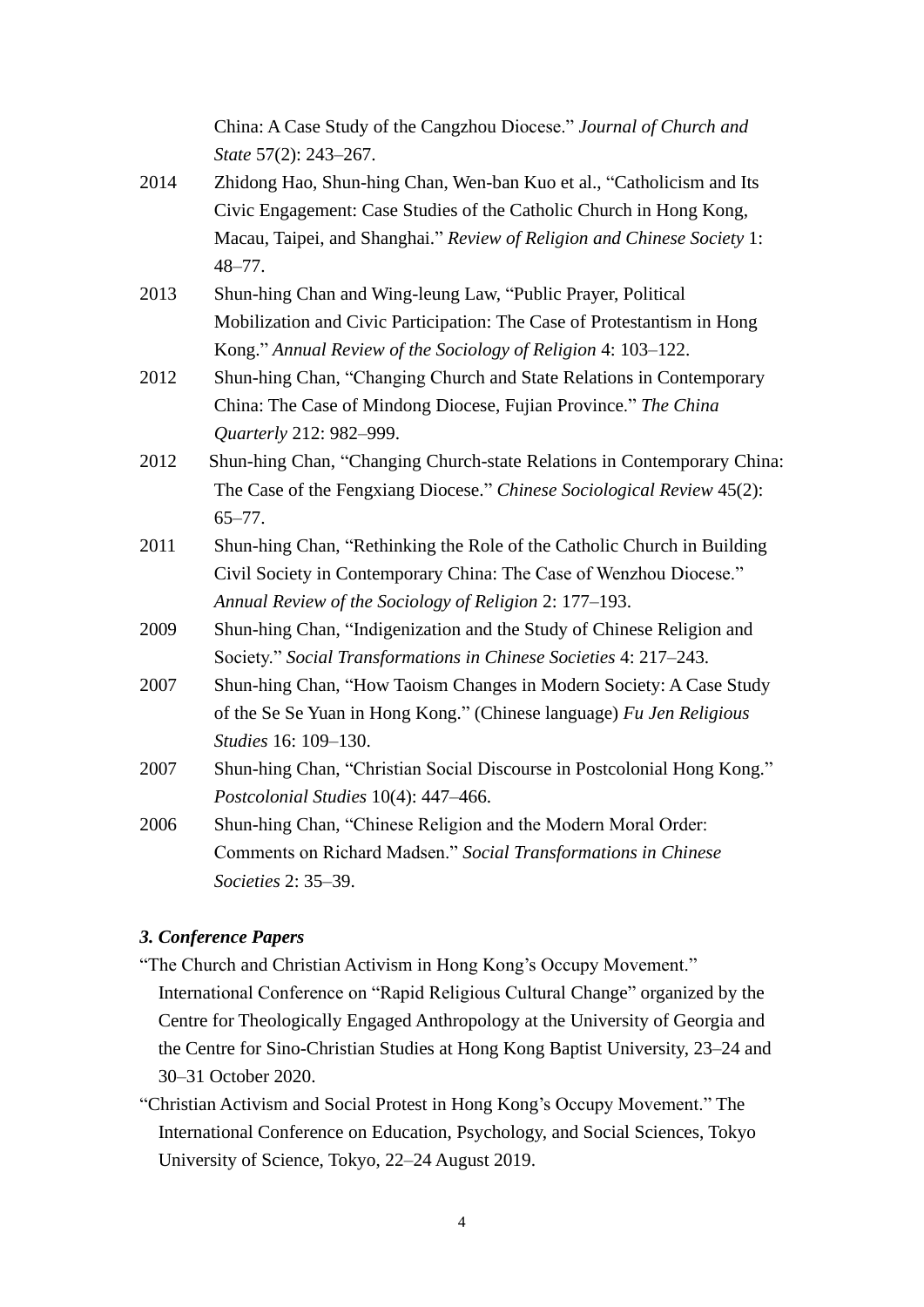China: A Case Study of the Cangzhou Diocese." *Journal of Church and State* 57(2): 243–267.

2014 Zhidong Hao, Shun-hing Chan, Wen-ban Kuo et al., "Catholicism and Its Civic Engagement: Case Studies of the Catholic Church in Hong Kong, Macau, Taipei, and Shanghai." *Review of Religion and Chinese Society* 1: 48–77.

2013 Shun-hing Chan and Wing-leung Law, "Public Prayer, Political Mobilization and Civic Participation: The Case of Protestantism in Hong Kong." *Annual Review of the Sociology of Religion* 4: 103–122.

2012 Shun-hing Chan, "Changing Church and State Relations in Contemporary China: The Case of Mindong Diocese, Fujian Province." *The China Quarterly* 212: 982–999.

2012 Shun-hing Chan, "Changing Church-state Relations in Contemporary China: The Case of the Fengxiang Diocese." *Chinese Sociological Review* 45(2): 65–77.

2011 Shun-hing Chan, "Rethinking the Role of the Catholic Church in Building Civil Society in Contemporary China: The Case of Wenzhou Diocese." *Annual Review of the Sociology of Religion* 2: 177–193.

2009 Shun-hing Chan, "Indigenization and the Study of Chinese Religion and Society." *Social Transformations in Chinese Societies* 4: 217–243.

2007 Shun-hing Chan, "How Taoism Changes in Modern Society: A Case Study of the Se Se Yuan in Hong Kong." (Chinese language) *Fu Jen Religious Studies* 16: 109–130.

2007 Shun-hing Chan, "Christian Social Discourse in Postcolonial Hong Kong." *Postcolonial Studies* 10(4): 447–466.

2006 Shun-hing Chan, "Chinese Religion and the Modern Moral Order: Comments on Richard Madsen." *Social Transformations in Chinese Societies* 2: 35–39.

### *3. Conference Papers*

"The Church and Christian Activism in Hong Kong's Occupy Movement." International Conference on "Rapid Religious Cultural Change" organized by the Centre for Theologically Engaged Anthropology at the University of Georgia and the Centre for Sino-Christian Studies at Hong Kong Baptist University, 23–24 and 30–31 October 2020.

"Christian Activism and Social Protest in Hong Kong's Occupy Movement." The International Conference on Education, Psychology, and Social Sciences, Tokyo University of Science, Tokyo, 22–24 August 2019.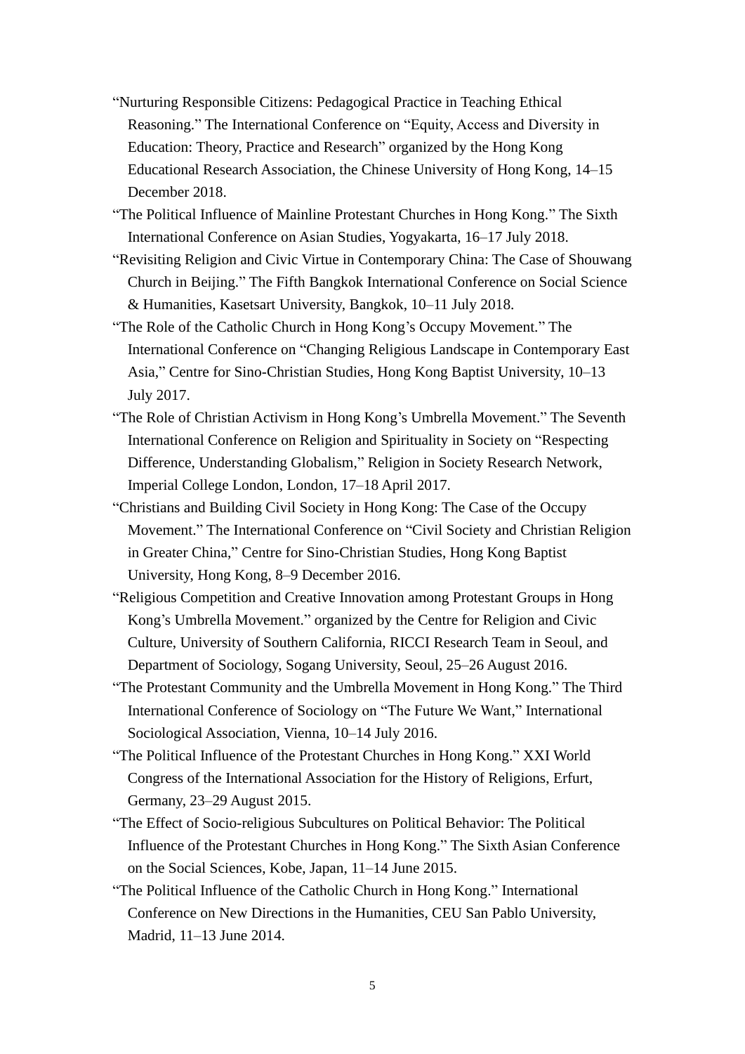“Nurturing Responsible Citizens: Pedagogical Practice in Teaching Ethical Reasoning.” The International Conference on “Equity, Access and Diversity in Education: Theory, Practice and Research” organized by the Hong Kong Educational Research Association, the Chinese University of Hong Kong, 14–15 December 2018.

“The Political Influence of Mainline Protestant Churches in Hong Kong.” The Sixth International Conference on Asian Studies, Yogyakarta, 16–17 July 2018.

“Revisiting Religion and Civic Virtue in Contemporary China: The Case of Shouwang Church in Beijing.” The Fifth Bangkok International Conference on Social Science & Humanities, Kasetsart University, Bangkok, 10–11 July 2018.

“The Role of the Catholic Church in Hong Kong’s Occupy Movement.” The International Conference on “Changing Religious Landscape in Contemporary East Asia,” Centre for Sino-Christian Studies, Hong Kong Baptist University, 10–13 July 2017.

“The Role of Christian Activism in Hong Kong’s Umbrella Movement.” The Seventh International Conference on Religion and Spirituality in Society on “Respecting Difference, Understanding Globalism,” Religion in Society Research Network, Imperial College London, London, 17–18 April 2017.

“Christians and Building Civil Society in Hong Kong: The Case of the Occupy Movement.” The International Conference on “Civil Society and Christian Religion in Greater China,” Centre for Sino-Christian Studies, Hong Kong Baptist University, Hong Kong, 8–9 December 2016.

“Religious Competition and Creative Innovation among Protestant Groups in Hong Kong’s Umbrella Movement.” organized by the Centre for Religion and Civic Culture, University of Southern California, RICCI Research Team in Seoul, and Department of Sociology, Sogang University, Seoul, 25–26 August 2016.

“The Protestant Community and the Umbrella Movement in Hong Kong.” The Third International Conference of Sociology on “The Future We Want,” International Sociological Association, Vienna, 10–14 July 2016.

“The Political Influence of the Protestant Churches in Hong Kong.” XXI World Congress of the International Association for the History of Religions, Erfurt, Germany, 23–29 August 2015.

“The Effect of Socio-religious Subcultures on Political Behavior: The Political Influence of the Protestant Churches in Hong Kong.” The Sixth Asian Conference on the Social Sciences, Kobe, Japan, 11–14 June 2015.

“The Political Influence of the Catholic Church in Hong Kong.” International Conference on New Directions in the Humanities, CEU San Pablo University, Madrid, 11–13 June 2014.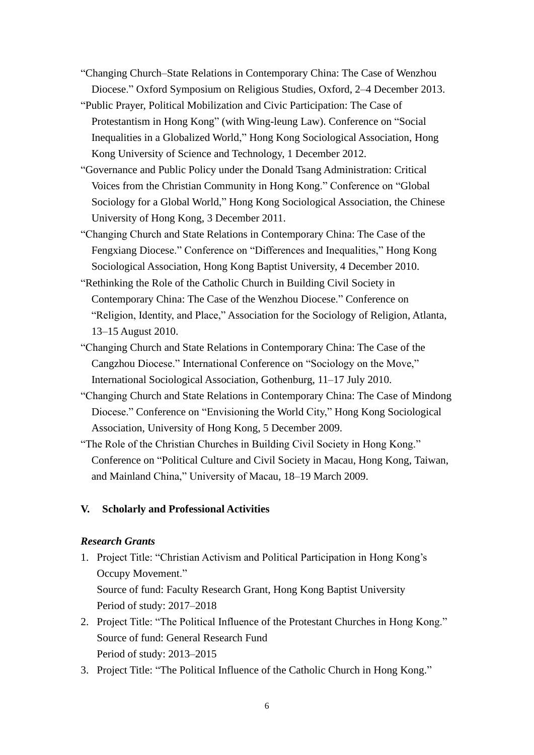"Changing Church–State Relations in Contemporary China: The Case of Wenzhou Diocese." Oxford Symposium on Religious Studies, Oxford, 2–4 December 2013.

"Public Prayer, Political Mobilization and Civic Participation: The Case of Protestantism in Hong Kong" (with Wing-leung Law). Conference on "Social Inequalities in a Globalized World," Hong Kong Sociological Association, Hong Kong University of Science and Technology, 1 December 2012.

"Governance and Public Policy under the Donald Tsang Administration: Critical Voices from the Christian Community in Hong Kong." Conference on "Global Sociology for a Global World," Hong Kong Sociological Association, the Chinese University of Hong Kong, 3 December 2011.

"Changing Church and State Relations in Contemporary China: The Case of the Fengxiang Diocese." Conference on "Differences and Inequalities," Hong Kong Sociological Association, Hong Kong Baptist University, 4 December 2010.

"Rethinking the Role of the Catholic Church in Building Civil Society in Contemporary China: The Case of the Wenzhou Diocese." Conference on "Religion, Identity, and Place," Association for the Sociology of Religion, Atlanta, 13–15 August 2010.

"Changing Church and State Relations in Contemporary China: The Case of the Cangzhou Diocese." International Conference on "Sociology on the Move," International Sociological Association, Gothenburg, 11–17 July 2010.

"Changing Church and State Relations in Contemporary China: The Case of Mindong Diocese." Conference on "Envisioning the World City," Hong Kong Sociological Association, University of Hong Kong, 5 December 2009.

"The Role of the Christian Churches in Building Civil Society in Hong Kong." Conference on "Political Culture and Civil Society in Macau, Hong Kong, Taiwan, and Mainland China," University of Macau, 18–19 March 2009.

## V. Scholarly and Professional Activities

### *Research Grants*

1. Project Title: "Christian Activism and Political Participation in Hong Kong's Occupy Movement."
   Source of fund: Faculty Research Grant, Hong Kong Baptist University
   Period of study: 2017–2018
2. Project Title: "The Political Influence of the Protestant Churches in Hong Kong."
   Source of fund: General Research Fund
   Period of study: 2013–2015
3. Project Title: "The Political Influence of the Catholic Church in Hong Kong."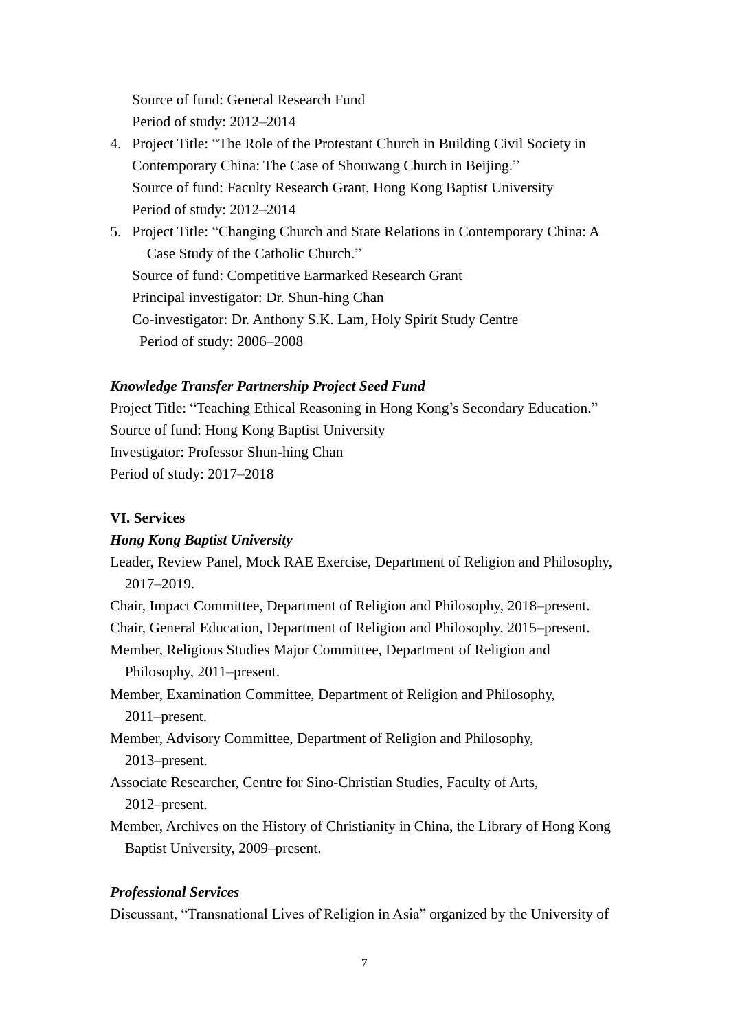Source of fund: General Research Fund
Period of study: 2012–2014

4. Project Title: "The Role of the Protestant Church in Building Civil Society in Contemporary China: The Case of Shouwang Church in Beijing."
   Source of fund: Faculty Research Grant, Hong Kong Baptist University
   Period of study: 2012–2014
5. Project Title: "Changing Church and State Relations in Contemporary China: A Case Study of the Catholic Church."
   Source of fund: Competitive Earmarked Research Grant
   Principal investigator: Dr. Shun-hing Chan
   Co-investigator: Dr. Anthony S.K. Lam, Holy Spirit Study Centre
   Period of study: 2006–2008

***Knowledge Transfer Partnership Project Seed Fund***

Project Title: "Teaching Ethical Reasoning in Hong Kong's Secondary Education."
Source of fund: Hong Kong Baptist University
Investigator: Professor Shun-hing Chan
Period of study: 2017–2018

**VI. Services**

***Hong Kong Baptist University***

Leader, Review Panel, Mock RAE Exercise, Department of Religion and Philosophy, 2017–2019.

Chair, Impact Committee, Department of Religion and Philosophy, 2018–present.

Chair, General Education, Department of Religion and Philosophy, 2015–present.

Member, Religious Studies Major Committee, Department of Religion and Philosophy, 2011–present.

Member, Examination Committee, Department of Religion and Philosophy, 2011–present.

Member, Advisory Committee, Department of Religion and Philosophy, 2013–present.

Associate Researcher, Centre for Sino-Christian Studies, Faculty of Arts, 2012–present.

Member, Archives on the History of Christianity in China, the Library of Hong Kong Baptist University, 2009–present.

***Professional Services***

Discussant, "Transnational Lives of Religion in Asia" organized by the University of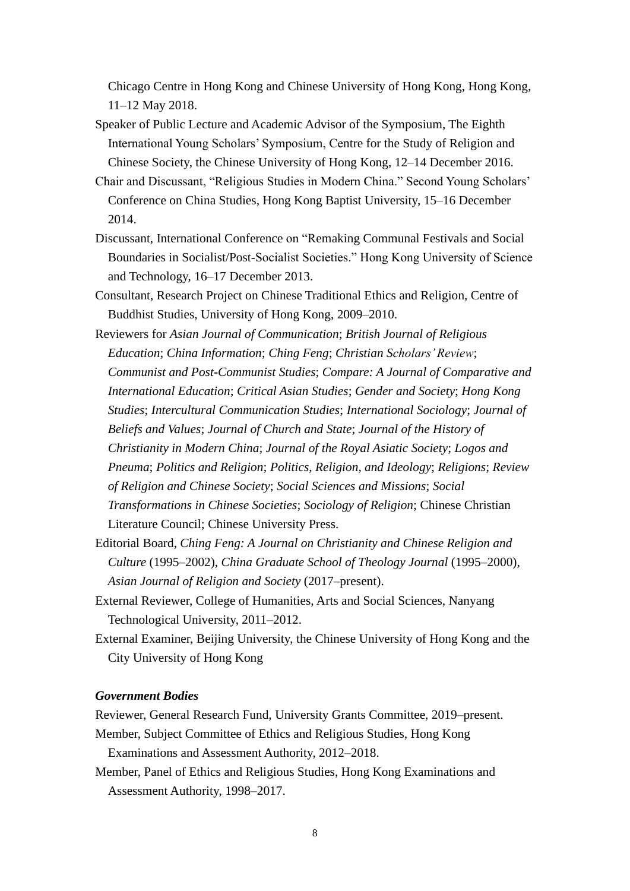Chicago Centre in Hong Kong and Chinese University of Hong Kong, Hong Kong, 11–12 May 2018.

Speaker of Public Lecture and Academic Advisor of the Symposium, The Eighth International Young Scholars' Symposium, Centre for the Study of Religion and Chinese Society, the Chinese University of Hong Kong, 12–14 December 2016.

Chair and Discussant, "Religious Studies in Modern China." Second Young Scholars' Conference on China Studies, Hong Kong Baptist University, 15–16 December 2014.

Discussant, International Conference on "Remaking Communal Festivals and Social Boundaries in Socialist/Post-Socialist Societies." Hong Kong University of Science and Technology, 16–17 December 2013.

Consultant, Research Project on Chinese Traditional Ethics and Religion, Centre of Buddhist Studies, University of Hong Kong, 2009–2010.

Reviewers for *Asian Journal of Communication*; *British Journal of Religious Education*; *China Information*; *Ching Feng*; *Christian Scholars' Review*; *Communist and Post-Communist Studies*; *Compare: A Journal of Comparative and International Education*; *Critical Asian Studies*; *Gender and Society*; *Hong Kong Studies*; *Intercultural Communication Studies*; *International Sociology*; *Journal of Beliefs and Values*; *Journal of Church and State*; *Journal of the History of Christianity in Modern China*; *Journal of the Royal Asiatic Society*; *Logos and Pneuma*; *Politics and Religion*; *Politics, Religion, and Ideology*; *Religions*; *Review of Religion and Chinese Society*; *Social Sciences and Missions*; *Social Transformations in Chinese Societies*; *Sociology of Religion*; Chinese Christian Literature Council; Chinese University Press.

Editorial Board, *Ching Feng: A Journal on Christianity and Chinese Religion and Culture* (1995–2002), *China Graduate School of Theology Journal* (1995–2000), *Asian Journal of Religion and Society* (2017–present).

External Reviewer, College of Humanities, Arts and Social Sciences, Nanyang Technological University, 2011–2012.

External Examiner, Beijing University, the Chinese University of Hong Kong and the City University of Hong Kong

***Government Bodies***

Reviewer, General Research Fund, University Grants Committee, 2019–present.

Member, Subject Committee of Ethics and Religious Studies, Hong Kong Examinations and Assessment Authority, 2012–2018.

Member, Panel of Ethics and Religious Studies, Hong Kong Examinations and Assessment Authority, 1998–2017.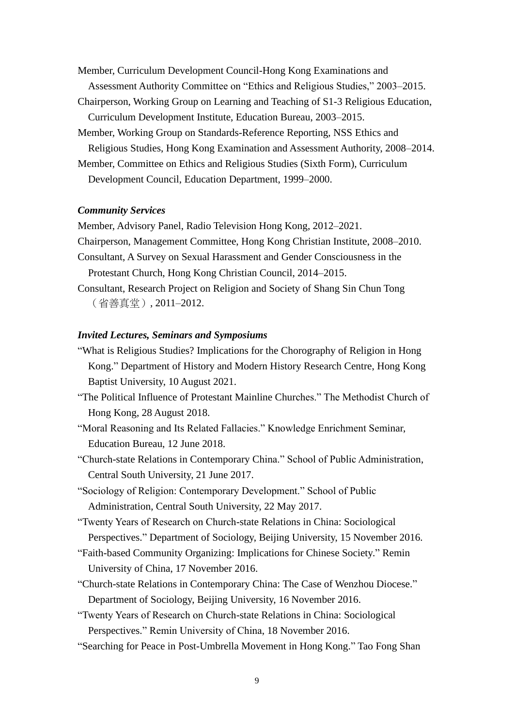Member, Curriculum Development Council-Hong Kong Examinations and Assessment Authority Committee on "Ethics and Religious Studies," 2003–2015.

Chairperson, Working Group on Learning and Teaching of S1-3 Religious Education, Curriculum Development Institute, Education Bureau, 2003–2015.

Member, Working Group on Standards-Reference Reporting, NSS Ethics and Religious Studies, Hong Kong Examination and Assessment Authority, 2008–2014.

Member, Committee on Ethics and Religious Studies (Sixth Form), Curriculum Development Council, Education Department, 1999–2000.

***Community Services***

Member, Advisory Panel, Radio Television Hong Kong, 2012–2021.

Chairperson, Management Committee, Hong Kong Christian Institute, 2008–2010.

Consultant, A Survey on Sexual Harassment and Gender Consciousness in the Protestant Church, Hong Kong Christian Council, 2014–2015.

Consultant, Research Project on Religion and Society of Shang Sin Chun Tong（省善真堂）, 2011–2012.

***Invited Lectures, Seminars and Symposiums***

"What is Religious Studies? Implications for the Chorography of Religion in Hong Kong." Department of History and Modern History Research Centre, Hong Kong Baptist University, 10 August 2021.

"The Political Influence of Protestant Mainline Churches." The Methodist Church of Hong Kong, 28 August 2018.

"Moral Reasoning and Its Related Fallacies." Knowledge Enrichment Seminar, Education Bureau, 12 June 2018.

"Church-state Relations in Contemporary China." School of Public Administration, Central South University, 21 June 2017.

"Sociology of Religion: Contemporary Development." School of Public Administration, Central South University, 22 May 2017.

"Twenty Years of Research on Church-state Relations in China: Sociological Perspectives." Department of Sociology, Beijing University, 15 November 2016.

"Faith-based Community Organizing: Implications for Chinese Society." Remin University of China, 17 November 2016.

"Church-state Relations in Contemporary China: The Case of Wenzhou Diocese." Department of Sociology, Beijing University, 16 November 2016.

"Twenty Years of Research on Church-state Relations in China: Sociological Perspectives." Remin University of China, 18 November 2016.

"Searching for Peace in Post-Umbrella Movement in Hong Kong." Tao Fong Shan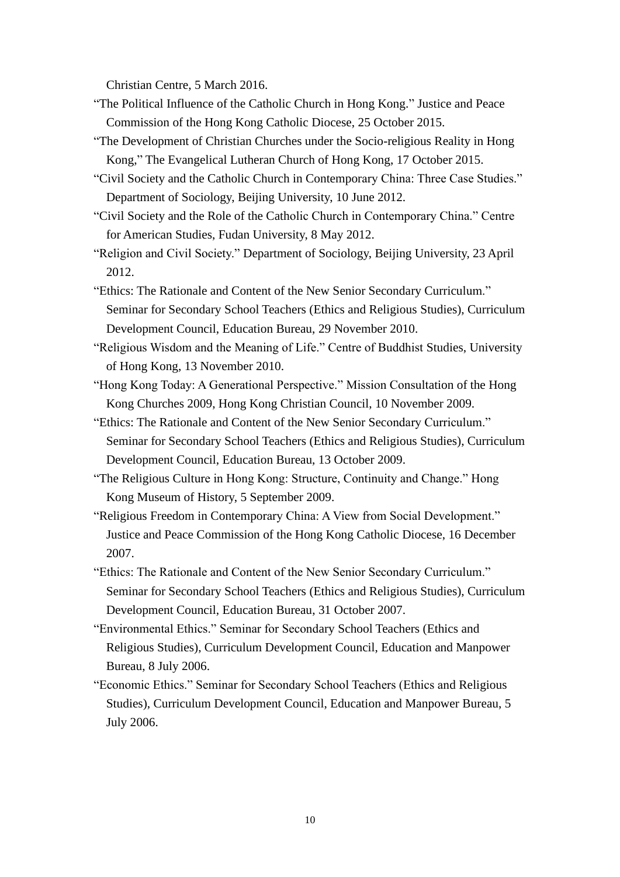Christian Centre, 5 March 2016.

"The Political Influence of the Catholic Church in Hong Kong." Justice and Peace Commission of the Hong Kong Catholic Diocese, 25 October 2015.

"The Development of Christian Churches under the Socio-religious Reality in Hong Kong," The Evangelical Lutheran Church of Hong Kong, 17 October 2015.

"Civil Society and the Catholic Church in Contemporary China: Three Case Studies." Department of Sociology, Beijing University, 10 June 2012.

"Civil Society and the Role of the Catholic Church in Contemporary China." Centre for American Studies, Fudan University, 8 May 2012.

"Religion and Civil Society." Department of Sociology, Beijing University, 23 April 2012.

"Ethics: The Rationale and Content of the New Senior Secondary Curriculum." Seminar for Secondary School Teachers (Ethics and Religious Studies), Curriculum Development Council, Education Bureau, 29 November 2010.

"Religious Wisdom and the Meaning of Life." Centre of Buddhist Studies, University of Hong Kong, 13 November 2010.

"Hong Kong Today: A Generational Perspective." Mission Consultation of the Hong Kong Churches 2009, Hong Kong Christian Council, 10 November 2009.

"Ethics: The Rationale and Content of the New Senior Secondary Curriculum." Seminar for Secondary School Teachers (Ethics and Religious Studies), Curriculum Development Council, Education Bureau, 13 October 2009.

"The Religious Culture in Hong Kong: Structure, Continuity and Change." Hong Kong Museum of History, 5 September 2009.

"Religious Freedom in Contemporary China: A View from Social Development." Justice and Peace Commission of the Hong Kong Catholic Diocese, 16 December 2007.

"Ethics: The Rationale and Content of the New Senior Secondary Curriculum." Seminar for Secondary School Teachers (Ethics and Religious Studies), Curriculum Development Council, Education Bureau, 31 October 2007.

"Environmental Ethics." Seminar for Secondary School Teachers (Ethics and Religious Studies), Curriculum Development Council, Education and Manpower Bureau, 8 July 2006.

"Economic Ethics." Seminar for Secondary School Teachers (Ethics and Religious Studies), Curriculum Development Council, Education and Manpower Bureau, 5 July 2006.